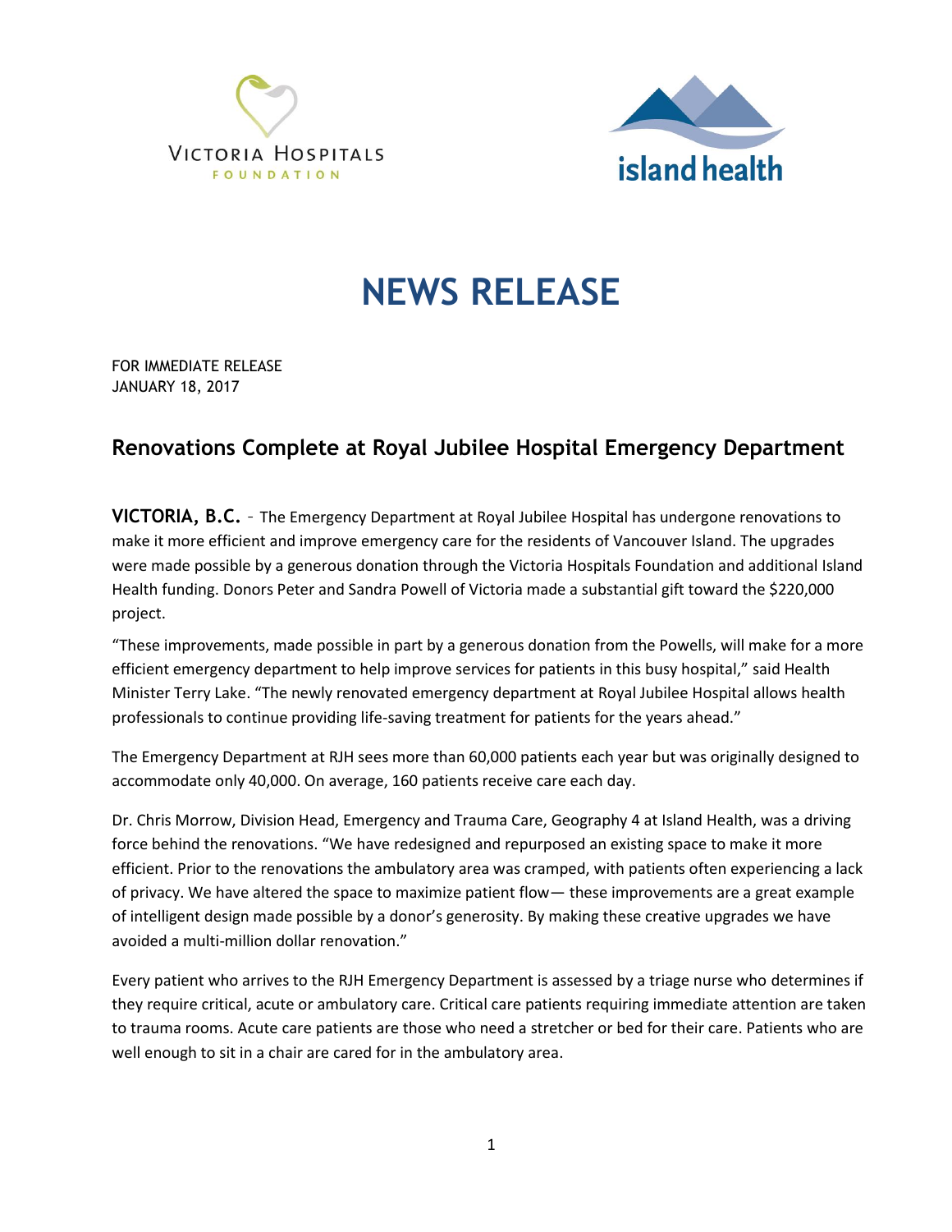Victoria Hospitals Foundation

island health

# NEWS RELEASE

FOR IMMEDIATE RELEASE
JANUARY 18, 2017

## Renovations Complete at Royal Jubilee Hospital Emergency Department

**VICTORIA, B.C.** – The Emergency Department at Royal Jubilee Hospital has undergone renovations to make it more efficient and improve emergency care for the residents of Vancouver Island. The upgrades were made possible by a generous donation through the Victoria Hospitals Foundation and additional Island Health funding. Donors Peter and Sandra Powell of Victoria made a substantial gift toward the $220,000 project.

"These improvements, made possible in part by a generous donation from the Powells, will make for a more efficient emergency department to help improve services for patients in this busy hospital," said Health Minister Terry Lake. "The newly renovated emergency department at Royal Jubilee Hospital allows health professionals to continue providing life-saving treatment for patients for the years ahead."

The Emergency Department at RJH sees more than 60,000 patients each year but was originally designed to accommodate only 40,000. On average, 160 patients receive care each day.

Dr. Chris Morrow, Division Head, Emergency and Trauma Care, Geography 4 at Island Health, was a driving force behind the renovations. "We have redesigned and repurposed an existing space to make it more efficient. Prior to the renovations the ambulatory area was cramped, with patients often experiencing a lack of privacy. We have altered the space to maximize patient flow— these improvements are a great example of intelligent design made possible by a donor's generosity. By making these creative upgrades we have avoided a multi-million dollar renovation."

Every patient who arrives to the RJH Emergency Department is assessed by a triage nurse who determines if they require critical, acute or ambulatory care. Critical care patients requiring immediate attention are taken to trauma rooms. Acute care patients are those who need a stretcher or bed for their care. Patients who are well enough to sit in a chair are cared for in the ambulatory area.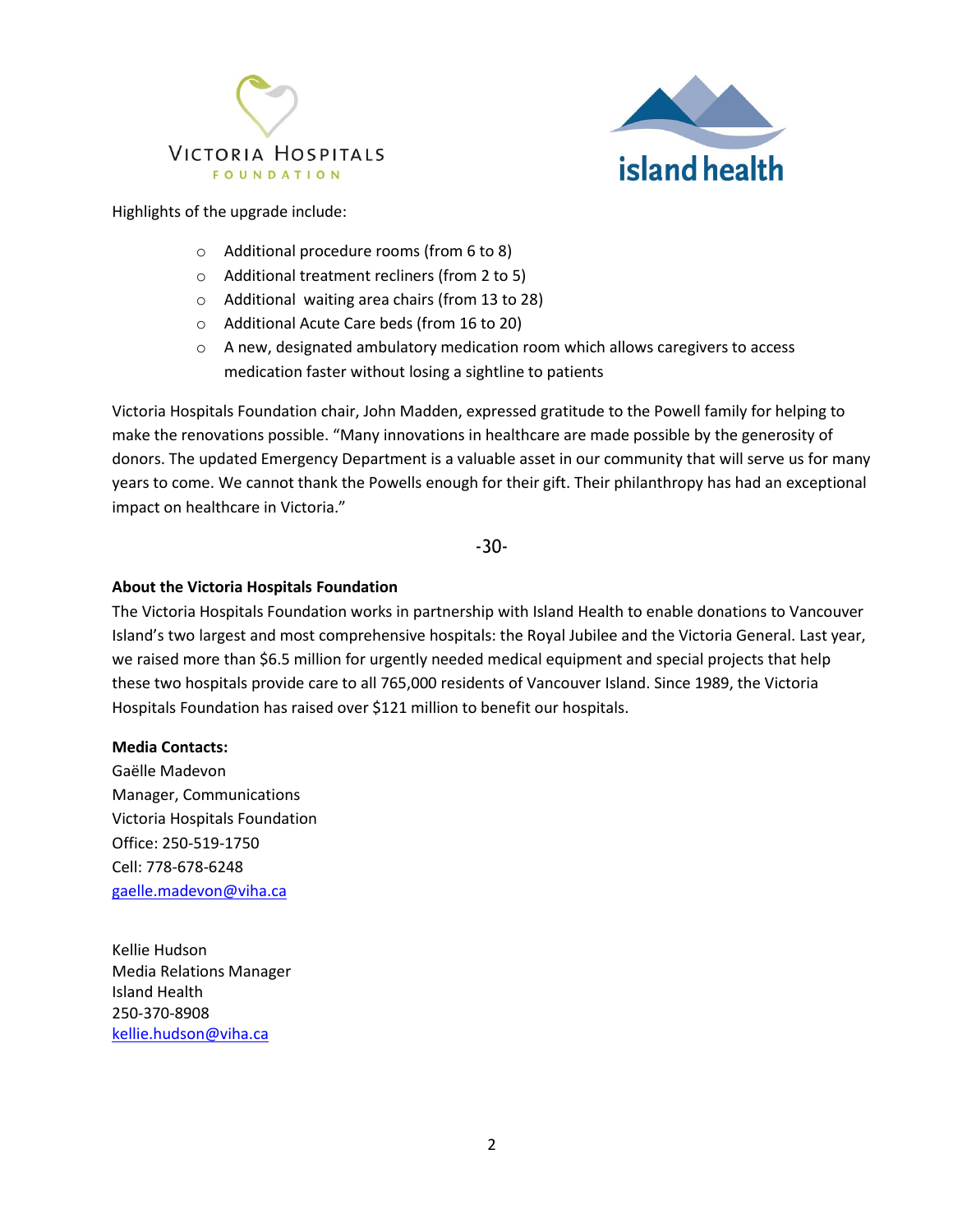Highlights of the upgrade include:

- Additional procedure rooms (from 6 to 8)
- Additional treatment recliners (from 2 to 5)
- Additional  waiting area chairs (from 13 to 28)
- Additional Acute Care beds (from 16 to 20)
- A new, designated ambulatory medication room which allows caregivers to access medication faster without losing a sightline to patients

Victoria Hospitals Foundation chair, John Madden, expressed gratitude to the Powell family for helping to make the renovations possible. "Many innovations in healthcare are made possible by the generosity of donors. The updated Emergency Department is a valuable asset in our community that will serve us for many years to come. We cannot thank the Powells enough for their gift. Their philanthropy has had an exceptional impact on healthcare in Victoria."

-30-

**About the Victoria Hospitals Foundation**

The Victoria Hospitals Foundation works in partnership with Island Health to enable donations to Vancouver Island's two largest and most comprehensive hospitals: the Royal Jubilee and the Victoria General. Last year, we raised more than $6.5 million for urgently needed medical equipment and special projects that help these two hospitals provide care to all 765,000 residents of Vancouver Island. Since 1989, the Victoria Hospitals Foundation has raised over $121 million to benefit our hospitals.

**Media Contacts:**

Gaëlle Madevon
Manager, Communications
Victoria Hospitals Foundation
Office: 250-519-1750
Cell: 778-678-6248
gaelle.madevon@viha.ca

Kellie Hudson
Media Relations Manager
Island Health
250-370-8908
kellie.hudson@viha.ca